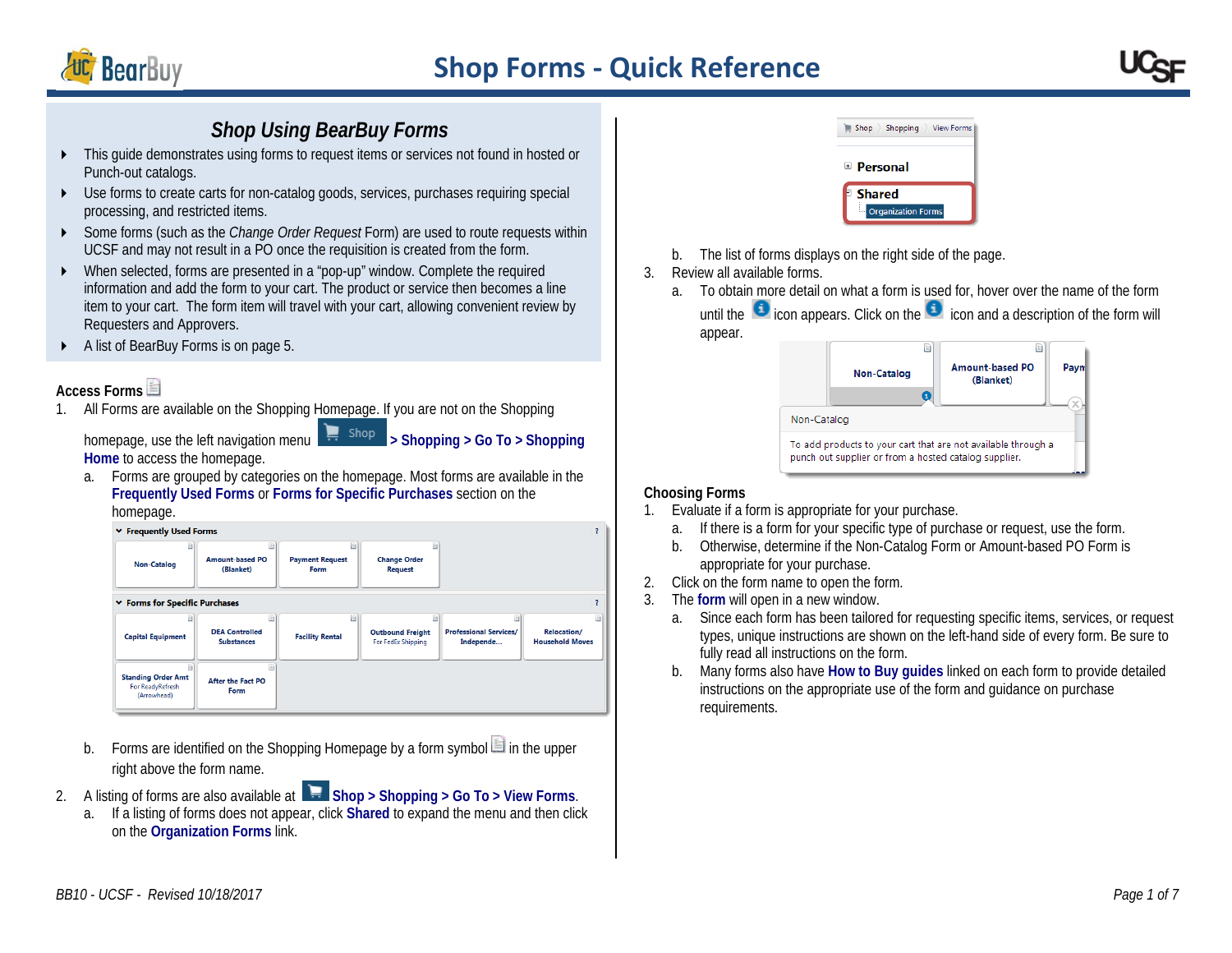# Shop Forms - Quick Reference

## Shop Using BearBuy Forms

- This guide demonstrates using forms to request items or services not found in hosted or Punch-out catalogs.
- Use forms to create carts for non-catalog goods, services, purchases requiring special processing, and restricted items.
- Some forms (such as the *Change Order Request* Form) are used to route requests within UCSF and may not result in a PO once the requisition is created from the form.
- When selected, forms are presented in a "pop-up" window. Complete the required information and add the form to your cart. The product or service then becomes a line item to your cart. The form item will travel with your cart, allowing convenient review by Requesters and Approvers.
- A list of BearBuy Forms is on page 5.

### Access Forms

1. All Forms are available on the Shopping Homepage. If you are not on the Shopping homepage, use the left navigation menu Shop **> Shopping > Go To > Shopping Home** to access the homepage.
   a. Forms are grouped by categories on the homepage. Most forms are available in the **Frequently Used Forms** or **Forms for Specific Purchases** section on the homepage.

   b. Forms are identified on the Shopping Homepage by a form symbol in the upper right above the form name.
2. A listing of forms are also available at **Shop > Shopping > Go To > View Forms**.
   a. If a listing of forms does not appear, click **Shared** to expand the menu and then click on the **Organization Forms** link.
   b. The list of forms displays on the right side of the page.
3. Review all available forms.
   a. To obtain more detail on what a form is used for, hover over the name of the form until the icon appears. Click on the icon and a description of the form will appear.

### Choosing Forms

1. Evaluate if a form is appropriate for your purchase.
   a. If there is a form for your specific type of purchase or request, use the form.
   b. Otherwise, determine if the Non-Catalog Form or Amount-based PO Form is appropriate for your purchase.
2. Click on the form name to open the form.
3. The **form** will open in a new window.
   a. Since each form has been tailored for requesting specific items, services, or request types, unique instructions are shown on the left-hand side of every form. Be sure to fully read all instructions on the form.
   b. Many forms also have **How to Buy guides** linked on each form to provide detailed instructions on the appropriate use of the form and guidance on purchase requirements.

BB10 - UCSF - Revised 10/18/2017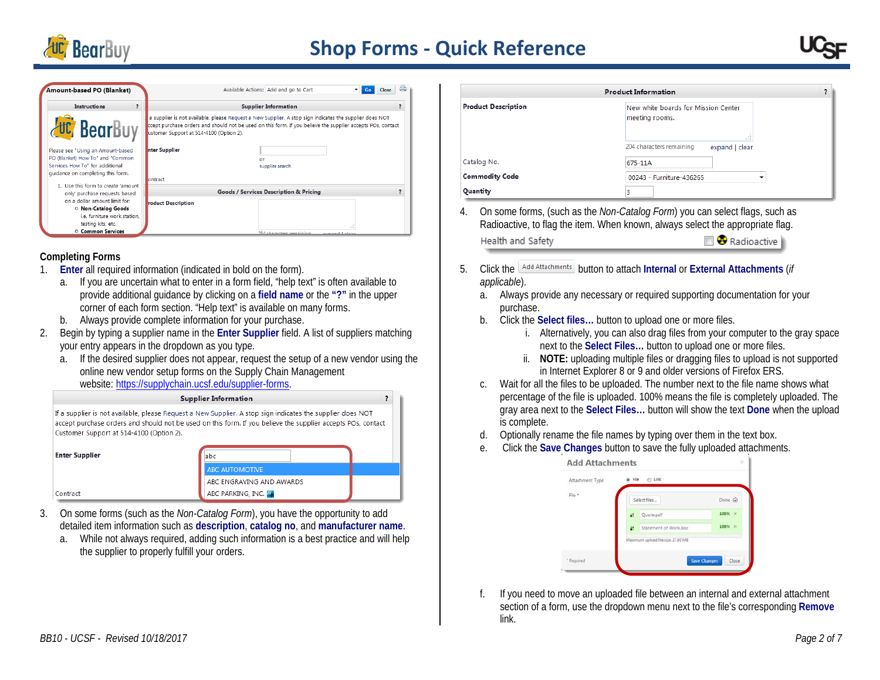## Completing Forms

1. **Enter** all required information (indicated in bold on the form).
   a. If you are uncertain what to enter in a form field, "help text" is often available to provide additional guidance by clicking on a **field name** or the **"?"** in the upper corner of each form section. "Help text" is available on many forms.
   b. Always provide complete information for your purchase.
2. Begin by typing a supplier name in the **Enter Supplier** field. A list of suppliers matching your entry appears in the dropdown as you type.
   a. If the desired supplier does not appear, request the setup of a new vendor using the online new vendor setup forms on the Supply Chain Management website: https://supplychain.ucsf.edu/supplier-forms.
3. On some forms (such as the *Non-Catalog Form*), you have the opportunity to add detailed item information such as **description**, **catalog no**, and **manufacturer name**.
   a. While not always required, adding such information is a best practice and will help the supplier to properly fulfill your orders.
4. On some forms, (such as the *Non-Catalog Form*) you can select flags, such as Radioactive, to flag the item. When known, always select the appropriate flag.
5. Click the Add Attachments button to attach **Internal** or **External Attachments** (*if applicable*).
   a. Always provide any necessary or required supporting documentation for your purchase.
   b. Click the **Select files…** button to upload one or more files.
      i. Alternatively, you can also drag files from your computer to the gray space next to the **Select Files…** button to upload one or more files.
      ii. **NOTE:** uploading multiple files or dragging files to upload is not supported in Internet Explorer 8 or 9 and older versions of Firefox ERS.
   c. Wait for all the files to be uploaded. The number next to the file name shows what percentage of the file is uploaded. 100% means the file is completely uploaded. The gray area next to the **Select Files…** button will show the text **Done** when the upload is complete.
   d. Optionally rename the file names by typing over them in the text box.
   e. Click the **Save Changes** button to save the fully uploaded attachments.
   f. If you need to move an uploaded file between an internal and external attachment section of a form, use the dropdown menu next to the file's corresponding **Remove** link.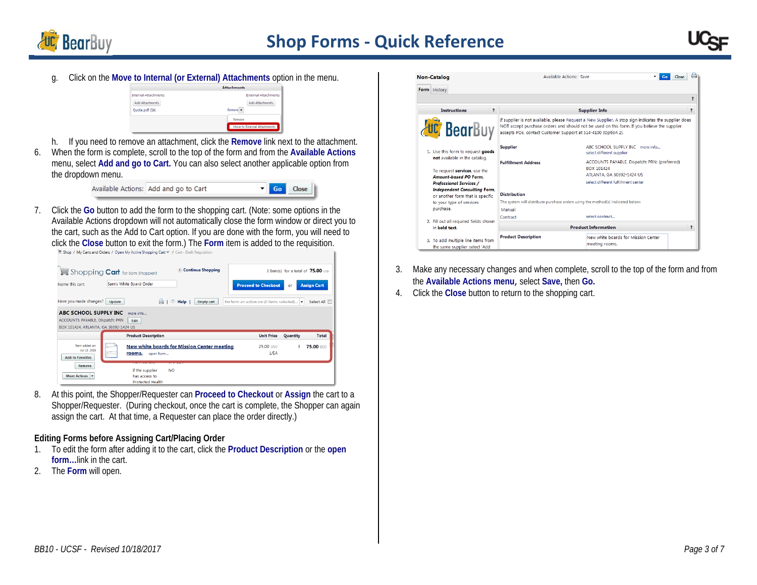g. Click on the **Move to Internal (or External) Attachments** option in the menu.

h. If you need to remove an attachment, click the **Remove** link next to the attachment.

6. When the form is complete, scroll to the top of the form and from the **Available Actions** menu, select **Add and go to Cart.** You can also select another applicable option from the dropdown menu.

7. Click the **Go** button to add the form to the shopping cart. (Note: some options in the Available Actions dropdown will not automatically close the form window or direct you to the cart, such as the Add to Cart option. If you are done with the form, you will need to click the **Close** button to exit the form.) The **Form** item is added to the requisition.

8. At this point, the Shopper/Requester can **Proceed to Checkout** or **Assign** the cart to a Shopper/Requester. (During checkout, once the cart is complete, the Shopper can again assign the cart. At that time, a Requester can place the order directly.)

## Editing Forms before Assigning Cart/Placing Order

1. To edit the form after adding it to the cart, click the **Product Description** or the **open form...** link in the cart.
2. The **Form** will open.
3. Make any necessary changes and when complete, scroll to the top of the form and from the **Available Actions menu,** select **Save,** then **Go.**
4. Click the **Close** button to return to the shopping cart.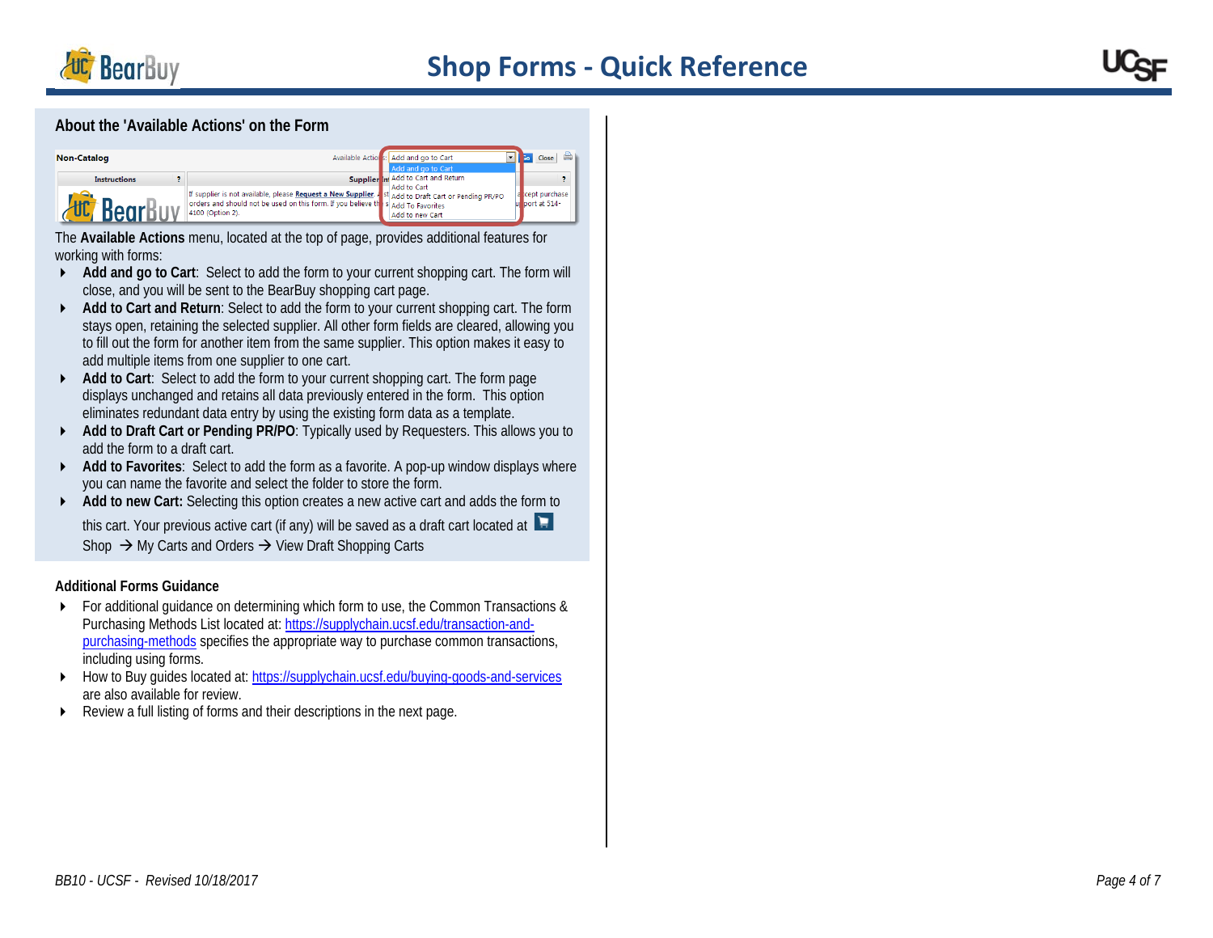### About the 'Available Actions' on the Form

The **Available Actions** menu, located at the top of page, provides additional features for working with forms:

- **Add and go to Cart**: Select to add the form to your current shopping cart. The form will close, and you will be sent to the BearBuy shopping cart page.
- **Add to Cart and Return**: Select to add the form to your current shopping cart. The form stays open, retaining the selected supplier. All other form fields are cleared, allowing you to fill out the form for another item from the same supplier. This option makes it easy to add multiple items from one supplier to one cart.
- **Add to Cart**: Select to add the form to your current shopping cart. The form page displays unchanged and retains all data previously entered in the form. This option eliminates redundant data entry by using the existing form data as a template.
- **Add to Draft Cart or Pending PR/PO**: Typically used by Requesters. This allows you to add the form to a draft cart.
- **Add to Favorites**: Select to add the form as a favorite. A pop-up window displays where you can name the favorite and select the folder to store the form.
- **Add to new Cart:** Selecting this option creates a new active cart and adds the form to this cart. Your previous active cart (if any) will be saved as a draft cart located at Shop → My Carts and Orders → View Draft Shopping Carts

#### Additional Forms Guidance

- For additional guidance on determining which form to use, the Common Transactions & Purchasing Methods List located at: https://supplychain.ucsf.edu/transaction-and-purchasing-methods specifies the appropriate way to purchase common transactions, including using forms.
- How to Buy guides located at: https://supplychain.ucsf.edu/buying-goods-and-services are also available for review.
- Review a full listing of forms and their descriptions in the next page.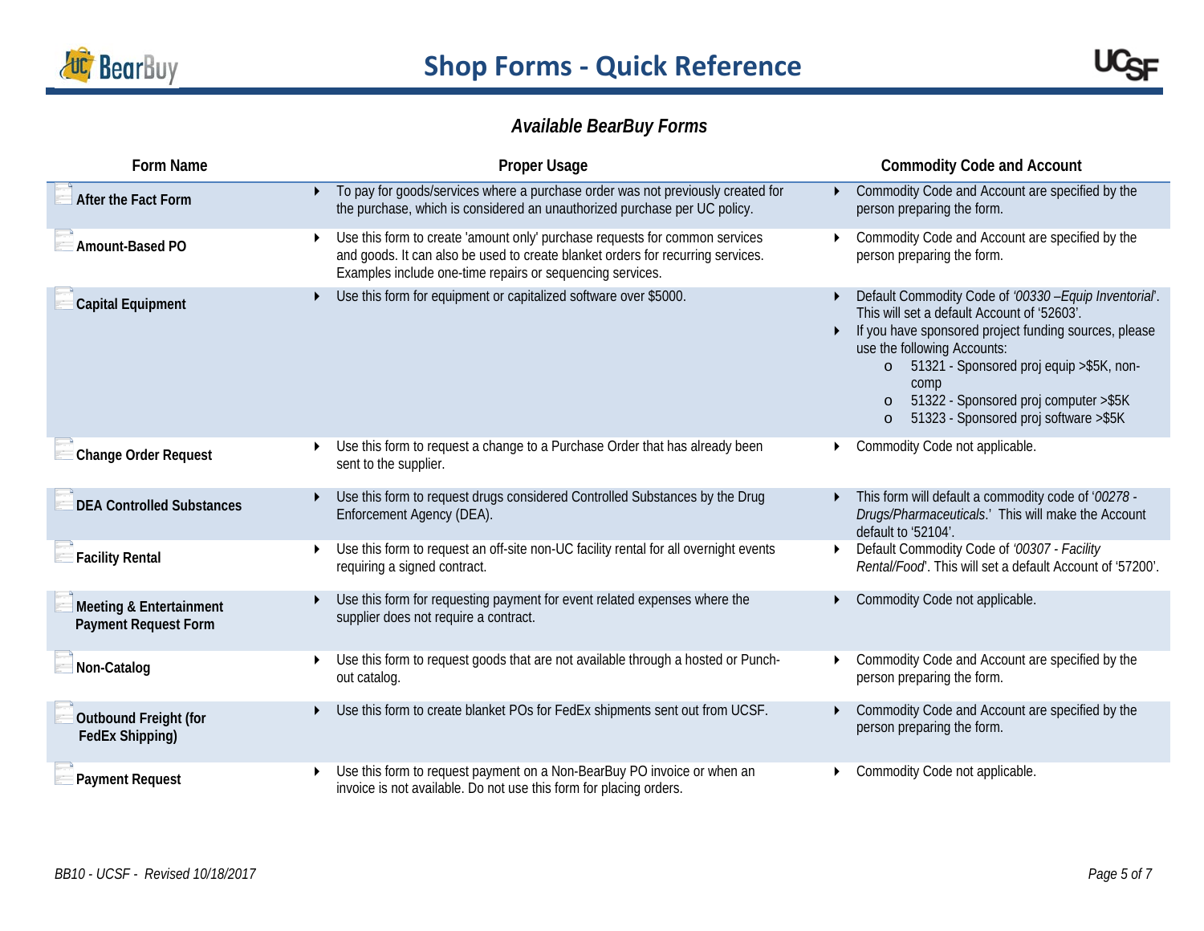### *Available BearBuy Forms*

| Form Name | Proper Usage | Commodity Code and Account |
|---|---|---|
| **After the Fact Form** | To pay for goods/services where a purchase order was not previously created for the purchase, which is considered an unauthorized purchase per UC policy. | Commodity Code and Account are specified by the person preparing the form. |
| **Amount-Based PO** | Use this form to create 'amount only' purchase requests for common services and goods. It can also be used to create blanket orders for recurring services. Examples include one-time repairs or sequencing services. | Commodity Code and Account are specified by the person preparing the form. |
| **Capital Equipment** | Use this form for equipment or capitalized software over $5000. | Default Commodity Code of '*00330 –Equip Inventorial*'. This will set a default Account of '52603'.<br>If you have sponsored project funding sources, please use the following Accounts:<br>o 51321 - Sponsored proj equip >$5K, non-comp<br>o 51322 - Sponsored proj computer >$5K<br>o 51323 - Sponsored proj software >$5K |
| **Change Order Request** | Use this form to request a change to a Purchase Order that has already been sent to the supplier. | Commodity Code not applicable. |
| **DEA Controlled Substances** | Use this form to request drugs considered Controlled Substances by the Drug Enforcement Agency (DEA). | This form will default a commodity code of '*00278 - Drugs/Pharmaceuticals*.' This will make the Account default to '52104'. |
| **Facility Rental** | Use this form to request an off-site non-UC facility rental for all overnight events requiring a signed contract. | Default Commodity Code of '*00307 - Facility Rental/Food*'. This will set a default Account of '57200'. |
| **Meeting & Entertainment Payment Request Form** | Use this form for requesting payment for event related expenses where the supplier does not require a contract. | Commodity Code not applicable. |
| **Non-Catalog** | Use this form to request goods that are not available through a hosted or Punch-out catalog. | Commodity Code and Account are specified by the person preparing the form. |
| **Outbound Freight (for FedEx Shipping)** | Use this form to create blanket POs for FedEx shipments sent out from UCSF. | Commodity Code and Account are specified by the person preparing the form. |
| **Payment Request** | Use this form to request payment on a Non-BearBuy PO invoice or when an invoice is not available. Do not use this form for placing orders. | Commodity Code not applicable. |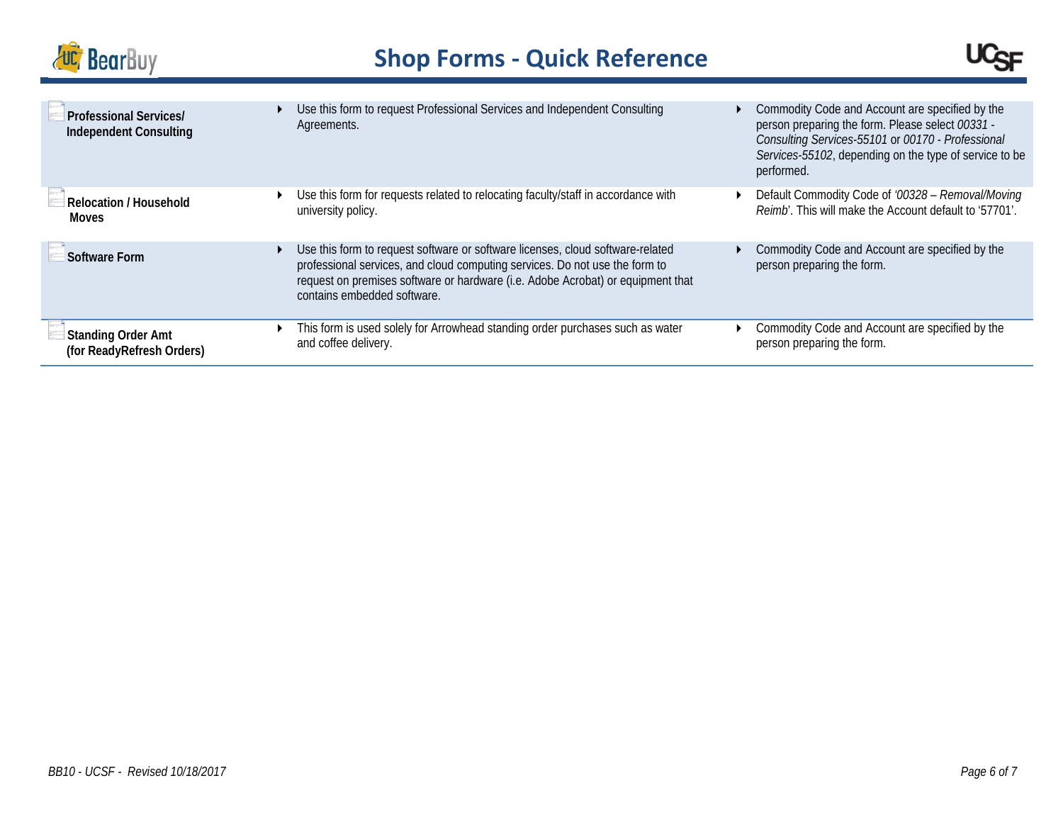| Form | Description | Commodity Code / Account |
|---|---|---|
| **Professional Services/ Independent Consulting** | Use this form to request Professional Services and Independent Consulting Agreements. | Commodity Code and Account are specified by the person preparing the form. Please select *00331 - Consulting Services-55101* or *00170 - Professional Services-55102*, depending on the type of service to be performed. |
| **Relocation / Household Moves** | Use this form for requests related to relocating faculty/staff in accordance with university policy. | Default Commodity Code of *'00328 – Removal/Moving Reimb*'. This will make the Account default to '57701'. |
| **Software Form** | Use this form to request software or software licenses, cloud software-related professional services, and cloud computing services. Do not use the form to request on premises software or hardware (i.e. Adobe Acrobat) or equipment that contains embedded software. | Commodity Code and Account are specified by the person preparing the form. |
| **Standing Order Amt (for ReadyRefresh Orders)** | This form is used solely for Arrowhead standing order purchases such as water and coffee delivery. | Commodity Code and Account are specified by the person preparing the form. |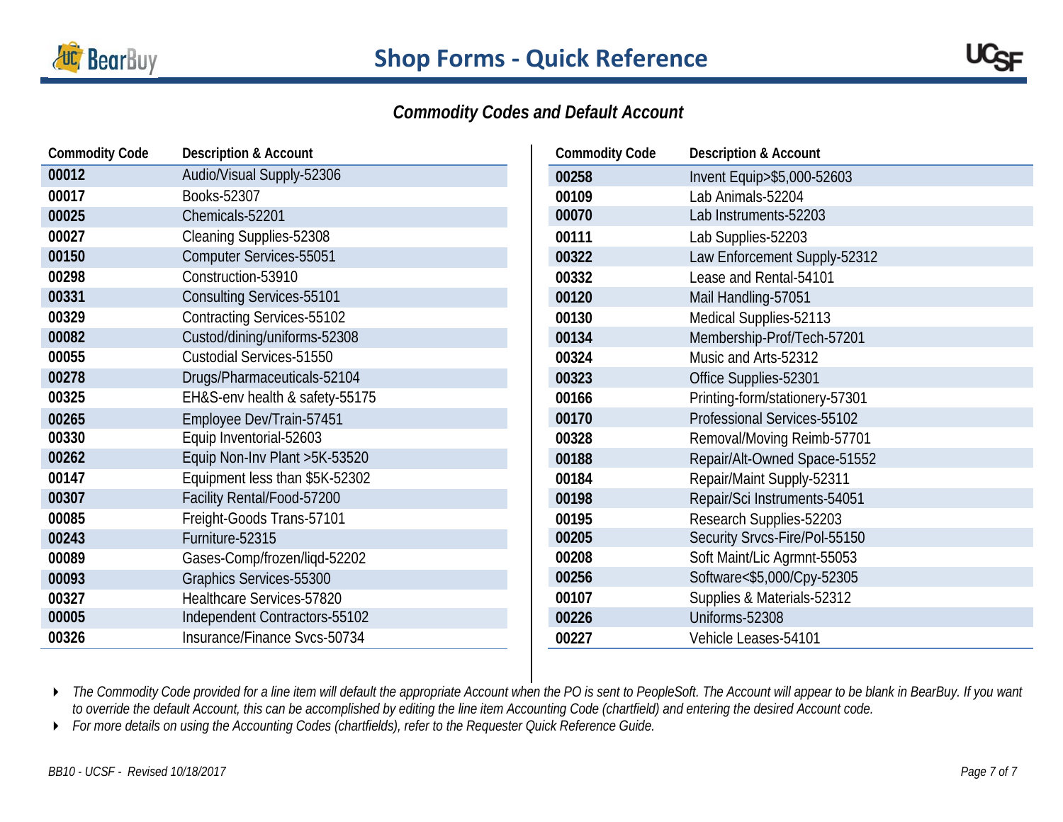## Shop Forms - Quick Reference

### *Commodity Codes and Default Account*

| Commodity Code | Description & Account |
|---|---|
| 00012 | Audio/Visual Supply-52306 |
| 00017 | Books-52307 |
| 00025 | Chemicals-52201 |
| 00027 | Cleaning Supplies-52308 |
| 00150 | Computer Services-55051 |
| 00298 | Construction-53910 |
| 00331 | Consulting Services-55101 |
| 00329 | Contracting Services-55102 |
| 00082 | Custod/dining/uniforms-52308 |
| 00055 | Custodial Services-51550 |
| 00278 | Drugs/Pharmaceuticals-52104 |
| 00325 | EH&S-env health & safety-55175 |
| 00265 | Employee Dev/Train-57451 |
| 00330 | Equip Inventorial-52603 |
| 00262 | Equip Non-Inv Plant >5K-53520 |
| 00147 | Equipment less than $5K-52302 |
| 00307 | Facility Rental/Food-57200 |
| 00085 | Freight-Goods Trans-57101 |
| 00243 | Furniture-52315 |
| 00089 | Gases-Comp/frozen/liqd-52202 |
| 00093 | Graphics Services-55300 |
| 00327 | Healthcare Services-57820 |
| 00005 | Independent Contractors-55102 |
| 00326 | Insurance/Finance Svcs-50734 |
| 00258 | Invent Equip>$5,000-52603 |
| 00109 | Lab Animals-52204 |
| 00070 | Lab Instruments-52203 |
| 00111 | Lab Supplies-52203 |
| 00322 | Law Enforcement Supply-52312 |
| 00332 | Lease and Rental-54101 |
| 00120 | Mail Handling-57051 |
| 00130 | Medical Supplies-52113 |
| 00134 | Membership-Prof/Tech-57201 |
| 00324 | Music and Arts-52312 |
| 00323 | Office Supplies-52301 |
| 00166 | Printing-form/stationery-57301 |
| 00170 | Professional Services-55102 |
| 00328 | Removal/Moving Reimb-57701 |
| 00188 | Repair/Alt-Owned Space-51552 |
| 00184 | Repair/Maint Supply-52311 |
| 00198 | Repair/Sci Instruments-54051 |
| 00195 | Research Supplies-52203 |
| 00205 | Security Srvcs-Fire/Pol-55150 |
| 00208 | Soft Maint/Lic Agrmnt-55053 |
| 00256 | Software<$5,000/Cpy-52305 |
| 00107 | Supplies & Materials-52312 |
| 00226 | Uniforms-52308 |
| 00227 | Vehicle Leases-54101 |

- *The Commodity Code provided for a line item will default the appropriate Account when the PO is sent to PeopleSoft. The Account will appear to be blank in BearBuy. If you want to override the default Account, this can be accomplished by editing the line item Accounting Code (chartfield) and entering the desired Account code.*
- *For more details on using the Accounting Codes (chartfields), refer to the Requester Quick Reference Guide.*

*BB10 - UCSF - Revised 10/18/2017*